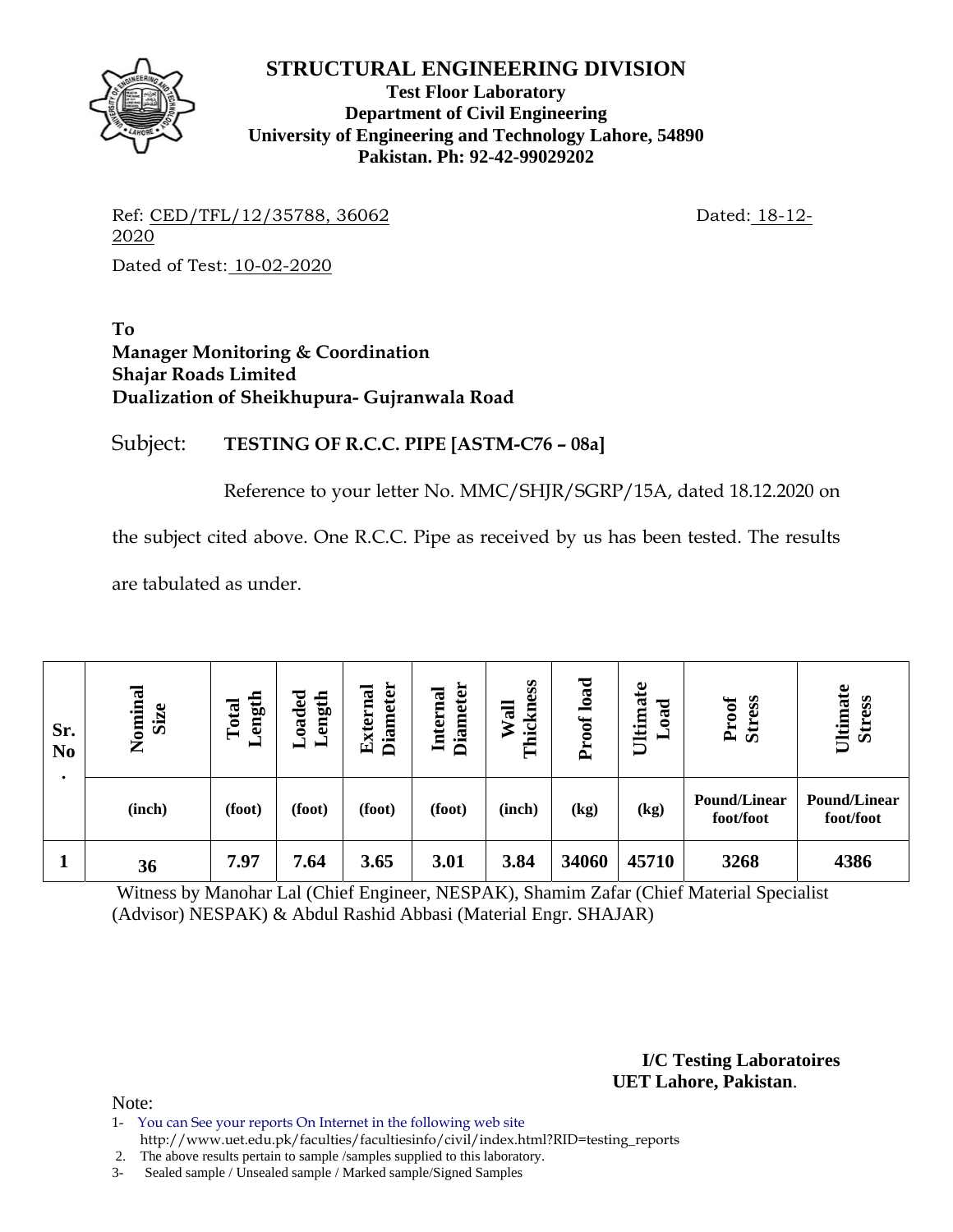# STRUCTURAL ENGINEERING DIVISION

**Test Floor Laboratory**
**Department of Civil Engineering**
**University of Engineering and Technology Lahore, 54890**
**Pakistan. Ph: 92-42-99029202**

Ref: CED/TFL/12/35788, 36062 Dated: 18-12-2020

Dated of Test: 10-02-2020

**To**
**Manager Monitoring & Coordination**
**Shajar Roads Limited**
**Dualization of Sheikhupura- Gujranwala Road**

Subject: **TESTING OF R.C.C. PIPE [ASTM-C76 – 08a]**

Reference to your letter No. MMC/SHJR/SGRP/15A, dated 18.12.2020 on the subject cited above. One R.C.C. Pipe as received by us has been tested. The results are tabulated as under.

| Sr. No. | Nominal Size | Total Length | Loaded Length | External Diameter | Internal Diameter | Wall Thickness | Proof load | Ultimate Load | Proof Stress | Ultimate Stress |
|---|---|---|---|---|---|---|---|---|---|---|
| | (inch) | (foot) | (foot) | (foot) | (foot) | (inch) | (kg) | (kg) | Pound/Linear foot/foot | Pound/Linear foot/foot |
| 1 | 36 | 7.97 | 7.64 | 3.65 | 3.01 | 3.84 | 34060 | 45710 | 3268 | 4386 |

Witness by Manohar Lal (Chief Engineer, NESPAK), Shamim Zafar (Chief Material Specialist (Advisor) NESPAK) & Abdul Rashid Abbasi (Material Engr. SHAJAR)

**I/C Testing Laboratoires**
**UET Lahore, Pakistan**.

Note:
1- You can See your reports On Internet in the following web site
http://www.uet.edu.pk/faculties/facultiesinfo/civil/index.html?RID=testing_reports
2. The above results pertain to sample /samples supplied to this laboratory.
3- Sealed sample / Unsealed sample / Marked sample/Signed Samples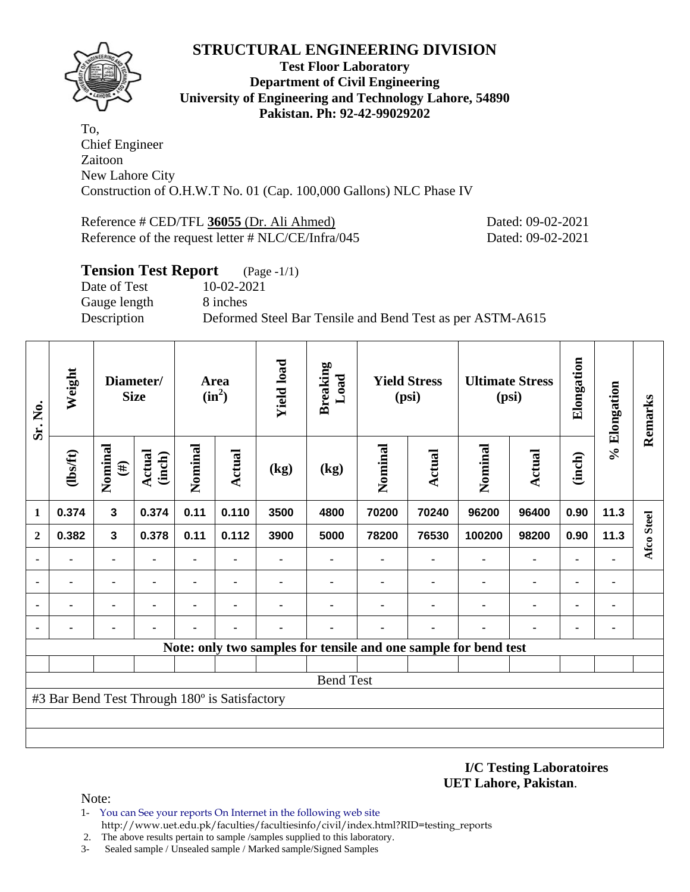# STRUCTURAL ENGINEERING DIVISION

**Test Floor Laboratory**
**Department of Civil Engineering**
**University of Engineering and Technology Lahore, 54890**
**Pakistan. Ph: 92-42-99029202**

To,
Chief Engineer
Zaitoon
New Lahore City
Construction of O.H.W.T No. 01 (Cap. 100,000 Gallons) NLC Phase IV

Reference # CED/TFL **36055** (Dr. Ali Ahmed) Dated: 09-02-2021
Reference of the request letter # NLC/CE/Infra/045 Dated: 09-02-2021

## Tension Test Report (Page -1/1)

Date of Test 10-02-2021
Gauge length 8 inches
Description Deformed Steel Bar Tensile and Bend Test as per ASTM-A615

| Sr. No. | Weight | Diameter/ Size | | Area ($in^2$) | | Yield load | Breaking Load | Yield Stress (psi) | | Ultimate Stress (psi) | | Elongation | % Elongation | Remarks |
|---|---|---|---|---|---|---|---|---|---|---|---|---|---|---|
| | (lbs/ft) | Nominal (#) | Actual (inch) | Nominal | Actual | (kg) | (kg) | Nominal | Actual | Nominal | Actual | (inch) | | |
| 1 | 0.374 | 3 | 0.374 | 0.11 | 0.110 | 3500 | 4800 | 70200 | 70240 | 96200 | 96400 | 0.90 | 11.3 | Afco Steel |
| 2 | 0.382 | 3 | 0.378 | 0.11 | 0.112 | 3900 | 5000 | 78200 | 76530 | 100200 | 98200 | 0.90 | 11.3 | |
| - | - | - | - | - | - | - | - | - | - | - | - | - | - | |
| - | - | - | - | - | - | - | - | - | - | - | - | - | - | |
| - | - | - | - | - | - | - | - | - | - | - | - | - | - | |
| - | - | - | - | - | - | - | - | - | - | - | - | - | - | |
| **Note: only two samples for tensile and one sample for bend test** | | | | | | | | | | | | | | |
| Bend Test | | | | | | | | | | | | | | |
| #3 Bar Bend Test Through 180º is Satisfactory | | | | | | | | | | | | | | |

**I/C Testing Laboratoires**
**UET Lahore, Pakistan**.

Note:
1- You can See your reports On Internet in the following web site
 http://www.uet.edu.pk/faculties/facultiesinfo/civil/index.html?RID=testing_reports
2. The above results pertain to sample /samples supplied to this laboratory.
3- Sealed sample / Unsealed sample / Marked sample/Signed Samples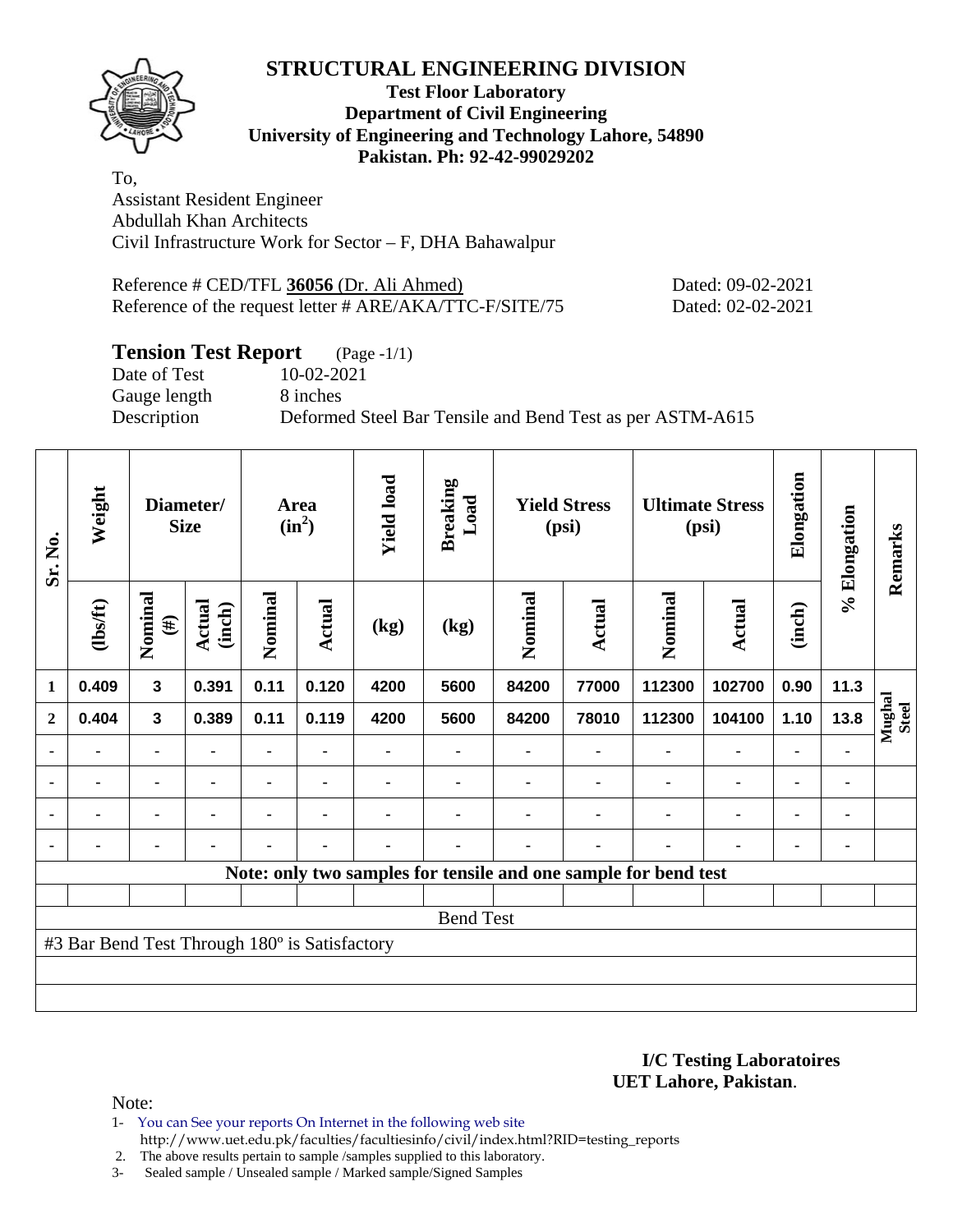# STRUCTURAL ENGINEERING DIVISION

**Test Floor Laboratory**
**Department of Civil Engineering**
**University of Engineering and Technology Lahore, 54890**
**Pakistan. Ph: 92-42-99029202**

To,
Assistant Resident Engineer
Abdullah Khan Architects
Civil Infrastructure Work for Sector – F, DHA Bahawalpur

Reference # CED/TFL **36056** (Dr. Ali Ahmed) Dated: 09-02-2021
Reference of the request letter # ARE/AKA/TTC-F/SITE/75 Dated: 02-02-2021

## Tension Test Report (Page -1/1)

Date of Test 10-02-2021
Gauge length 8 inches
Description Deformed Steel Bar Tensile and Bend Test as per ASTM-A615

| Sr. No. | Weight | Diameter/ Size | | Area ($in^2$) | | Yield load | Breaking Load | Yield Stress (psi) | | Ultimate Stress (psi) | | Elongation | % Elongation | Remarks |
|---|---|---|---|---|---|---|---|---|---|---|---|---|---|---|
| | (lbs/ft) | Nominal (#) | Actual (inch) | Nominal | Actual | (kg) | (kg) | Nominal | Actual | Nominal | Actual | (inch) | | |
| 1 | 0.409 | 3 | 0.391 | 0.11 | 0.120 | 4200 | 5600 | 84200 | 77000 | 112300 | 102700 | 0.90 | 11.3 | Mughal Steel |
| 2 | 0.404 | 3 | 0.389 | 0.11 | 0.119 | 4200 | 5600 | 84200 | 78010 | 112300 | 104100 | 1.10 | 13.8 | |
| - | - | - | - | - | - | - | - | - | - | - | - | - | - | |
| - | - | - | - | - | - | - | - | - | - | - | - | - | - | |
| - | - | - | - | - | - | - | - | - | - | - | - | - | - | |
| - | - | - | - | - | - | - | - | - | - | - | - | - | - | |

**Note: only two samples for tensile and one sample for bend test**

Bend Test

#3 Bar Bend Test Through 180º is Satisfactory

**I/C Testing Laboratoires**
**UET Lahore, Pakistan**.

Note:

1- You can See your reports On Internet in the following web site
http://www.uet.edu.pk/faculties/facultiesinfo/civil/index.html?RID=testing_reports
2. The above results pertain to sample /samples supplied to this laboratory.
3- Sealed sample / Unsealed sample / Marked sample/Signed Samples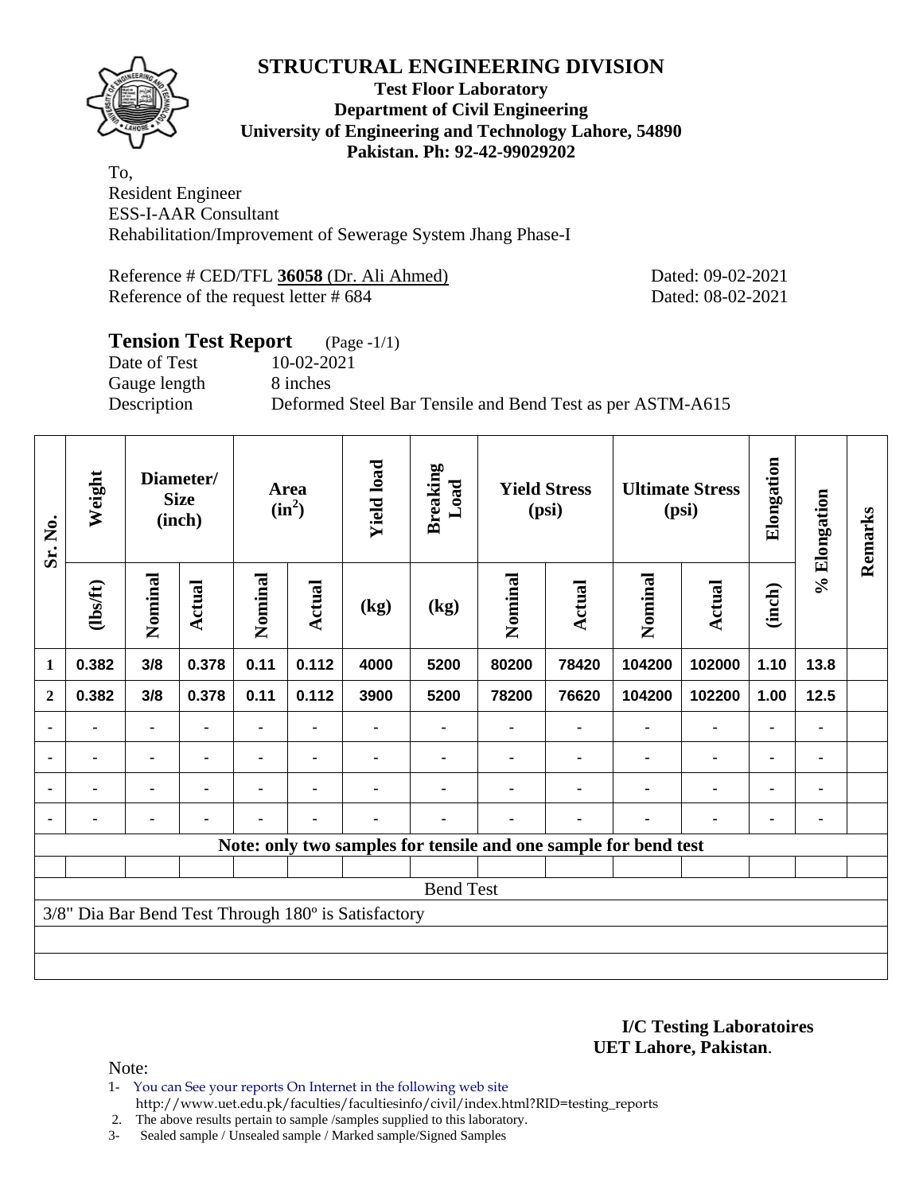# STRUCTURAL ENGINEERING DIVISION

**Test Floor Laboratory**
**Department of Civil Engineering**
**University of Engineering and Technology Lahore, 54890**
**Pakistan. Ph: 92-42-99029202**

To,
Resident Engineer
ESS-I-AAR Consultant
Rehabilitation/Improvement of Sewerage System Jhang Phase-I

Reference # CED/TFL **36058** (Dr. Ali Ahmed) Dated: 09-02-2021
Reference of the request letter # 684 Dated: 08-02-2021

## Tension Test Report (Page -1/1)

Date of Test 10-02-2021
Gauge length 8 inches
Description Deformed Steel Bar Tensile and Bend Test as per ASTM-A615

| Sr. No. | Weight | Diameter/ Size (inch) | | Area ($in^2$) | | Yield load | Breaking Load | Yield Stress (psi) | | Ultimate Stress (psi) | | Elongation | % Elongation | Remarks |
|---|---|---|---|---|---|---|---|---|---|---|---|---|---|---|
| | (lbs/ft) | Nominal | Actual | Nominal | Actual | (kg) | (kg) | Nominal | Actual | Nominal | Actual | (inch) | | |
| 1 | 0.382 | 3/8 | 0.378 | 0.11 | 0.112 | 4000 | 5200 | 80200 | 78420 | 104200 | 102000 | 1.10 | 13.8 | |
| 2 | 0.382 | 3/8 | 0.378 | 0.11 | 0.112 | 3900 | 5200 | 78200 | 76620 | 104200 | 102200 | 1.00 | 12.5 | |
| - | - | - | - | - | - | - | - | - | - | - | - | - | - | |
| - | - | - | - | - | - | - | - | - | - | - | - | - | - | |
| - | - | - | - | - | - | - | - | - | - | - | - | - | - | |
| - | - | - | - | - | - | - | - | - | - | - | - | - | - | |
| **Note: only two samples for tensile and one sample for bend test** | | | | | | | | | | | | | | |
| Bend Test | | | | | | | | | | | | | | |
| 3/8" Dia Bar Bend Test Through 180º is Satisfactory | | | | | | | | | | | | | | |

**I/C Testing Laboratoires**
**UET Lahore, Pakistan**.

Note:
1- You can See your reports On Internet in the following web site
http://www.uet.edu.pk/faculties/facultiesinfo/civil/index.html?RID=testing_reports
2. The above results pertain to sample /samples supplied to this laboratory.
3- Sealed sample / Unsealed sample / Marked sample/Signed Samples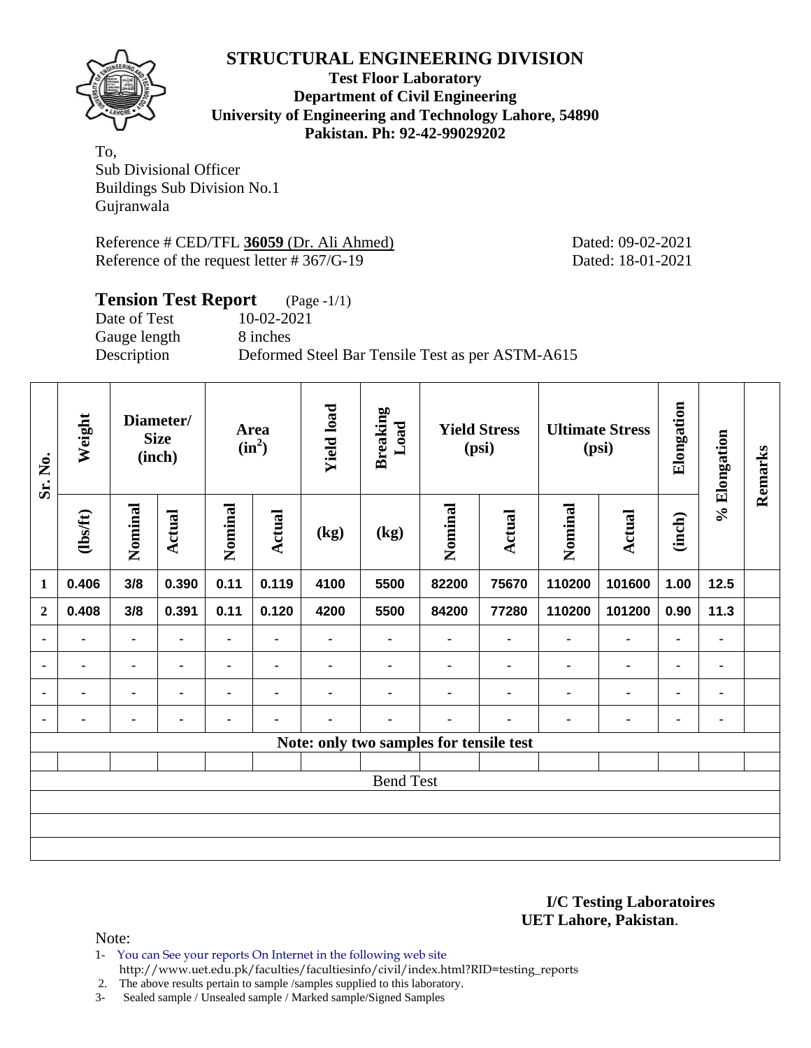# STRUCTURAL ENGINEERING DIVISION

**Test Floor Laboratory**
**Department of Civil Engineering**
**University of Engineering and Technology Lahore, 54890**
**Pakistan. Ph: 92-42-99029202**

To,
Sub Divisional Officer
Buildings Sub Division No.1
Gujranwala

Reference # CED/TFL **36059** (Dr. Ali Ahmed) Dated: 09-02-2021
Reference of the request letter # 367/G-19 Dated: 18-01-2021

## Tension Test Report (Page -1/1)

Date of Test 10-02-2021
Gauge length 8 inches
Description Deformed Steel Bar Tensile Test as per ASTM-A615

| Sr. No. | Weight | Diameter/ Size (inch) | | Area ($in^2$) | | Yield load | Breaking Load | Yield Stress (psi) | | Ultimate Stress (psi) | | Elongation | % Elongation | Remarks |
|---|---|---|---|---|---|---|---|---|---|---|---|---|---|---|
| | (lbs/ft) | Nominal | Actual | Nominal | Actual | (kg) | (kg) | Nominal | Actual | Nominal | Actual | (inch) | | |
| 1 | 0.406 | 3/8 | 0.390 | 0.11 | 0.119 | 4100 | 5500 | 82200 | 75670 | 110200 | 101600 | 1.00 | 12.5 | |
| 2 | 0.408 | 3/8 | 0.391 | 0.11 | 0.120 | 4200 | 5500 | 84200 | 77280 | 110200 | 101200 | 0.90 | 11.3 | |
| - | - | - | - | - | - | - | - | - | - | - | - | - | - | |
| - | - | - | - | - | - | - | - | - | - | - | - | - | - | |
| - | - | - | - | - | - | - | - | - | - | - | - | - | - | |
| - | - | - | - | - | - | - | - | - | - | - | - | - | - | |
| Note: only two samples for tensile test | | | | | | | | | | | | | | |
| | | | | | | | | | | | | | | |
| Bend Test | | | | | | | | | | | | | | |
| | | | | | | | | | | | | | | |
| | | | | | | | | | | | | | | |
| | | | | | | | | | | | | | | |

**I/C Testing Laboratoires**
**UET Lahore, Pakistan**.

Note:

1- You can See your reports On Internet in the following web site
http://www.uet.edu.pk/faculties/facultiesinfo/civil/index.html?RID=testing_reports
2. The above results pertain to sample /samples supplied to this laboratory.
3- Sealed sample / Unsealed sample / Marked sample/Signed Samples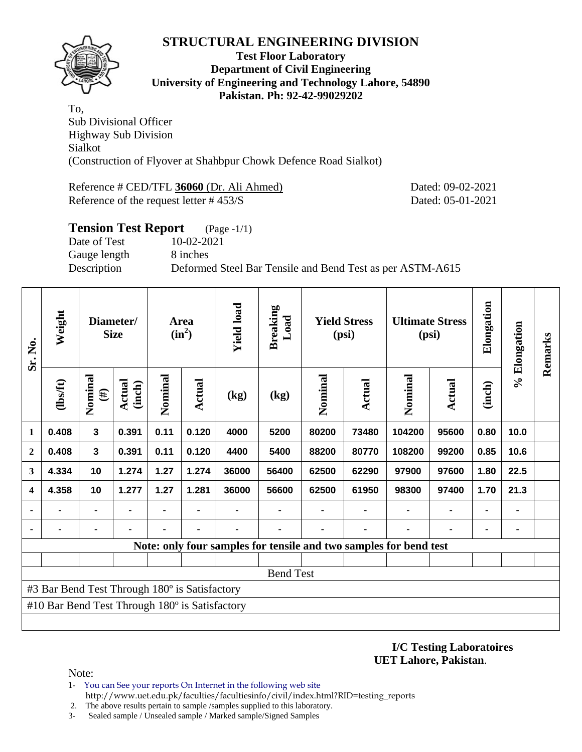# STRUCTURAL ENGINEERING DIVISION

**Test Floor Laboratory**
**Department of Civil Engineering**
**University of Engineering and Technology Lahore, 54890**
**Pakistan. Ph: 92-42-99029202**

To,
Sub Divisional Officer
Highway Sub Division
Sialkot
(Construction of Flyover at Shahbpur Chowk Defence Road Sialkot)

Reference # CED/TFL **36060** (Dr. Ali Ahmed) Dated: 09-02-2021
Reference of the request letter # 453/S Dated: 05-01-2021

## Tension Test Report (Page -1/1)

Date of Test 10-02-2021
Gauge length 8 inches
Description Deformed Steel Bar Tensile and Bend Test as per ASTM-A615

| Sr. No. | Weight | Diameter/ Size | | Area ($in^2$) | | Yield load | Breaking Load | Yield Stress (psi) | | Ultimate Stress (psi) | | Elongation | % Elongation | Remarks |
|---|---|---|---|---|---|---|---|---|---|---|---|---|---|---|
| | (lbs/ft) | Nominal (#) | Actual (inch) | Nominal | Actual | (kg) | (kg) | Nominal | Actual | Nominal | Actual | (inch) | | |
| 1 | 0.408 | 3 | 0.391 | 0.11 | 0.120 | 4000 | 5200 | 80200 | 73480 | 104200 | 95600 | 0.80 | 10.0 | |
| 2 | 0.408 | 3 | 0.391 | 0.11 | 0.120 | 4400 | 5400 | 88200 | 80770 | 108200 | 99200 | 0.85 | 10.6 | |
| 3 | 4.334 | 10 | 1.274 | 1.27 | 1.274 | 36000 | 56400 | 62500 | 62290 | 97900 | 97600 | 1.80 | 22.5 | |
| 4 | 4.358 | 10 | 1.277 | 1.27 | 1.281 | 36000 | 56600 | 62500 | 61950 | 98300 | 97400 | 1.70 | 21.3 | |
| - | - | - | - | - | - | - | - | - | - | - | - | - | - | |
| - | - | - | - | - | - | - | - | - | - | - | - | - | - | |
| Note: only four samples for tensile and two samples for bend test | | | | | | | | | | | | | | |
| | | | | | | | | | | | | | | |
| Bend Test | | | | | | | | | | | | | | |
| #3 Bar Bend Test Through 180º is Satisfactory | | | | | | | | | | | | | | |
| #10 Bar Bend Test Through 180º is Satisfactory | | | | | | | | | | | | | | |

**I/C Testing Laboratoires**
**UET Lahore, Pakistan**.

Note:
1- You can See your reports On Internet in the following web site
http://www.uet.edu.pk/faculties/facultiesinfo/civil/index.html?RID=testing_reports
2. The above results pertain to sample /samples supplied to this laboratory.
3- Sealed sample / Unsealed sample / Marked sample/Signed Samples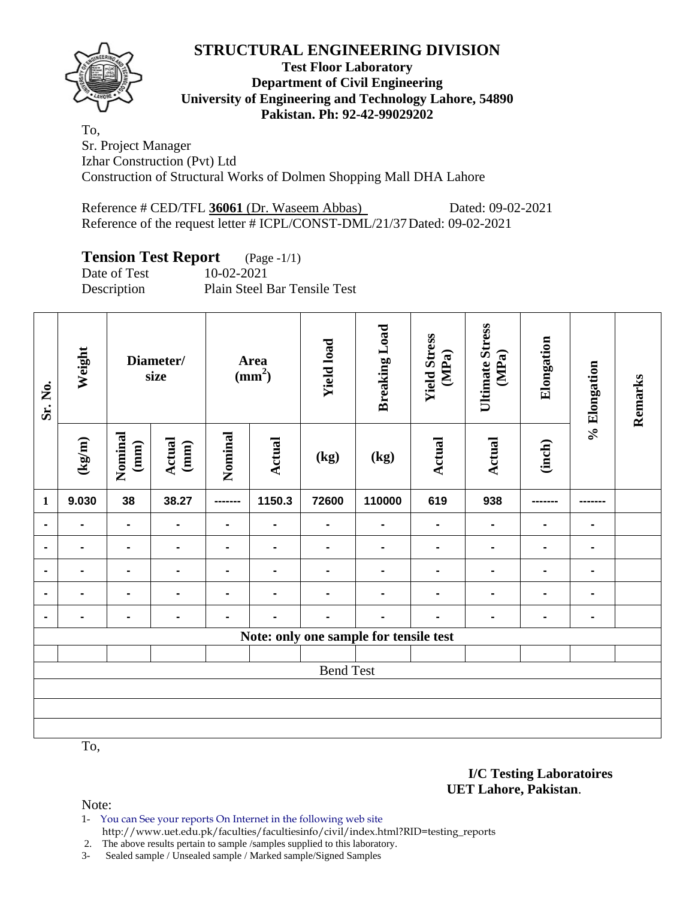# STRUCTURAL ENGINEERING DIVISION

**Test Floor Laboratory**
**Department of Civil Engineering**
**University of Engineering and Technology Lahore, 54890**
**Pakistan. Ph: 92-42-99029202**

To,
Sr. Project Manager
Izhar Construction (Pvt) Ltd
Construction of Structural Works of Dolmen Shopping Mall DHA Lahore

Reference # CED/TFL **36061** (Dr. Waseem Abbas) Dated: 09-02-2021
Reference of the request letter # ICPL/CONST-DML/21/37 Dated: 09-02-2021

## Tension Test Report (Page -1/1)

Date of Test 10-02-2021
Description Plain Steel Bar Tensile Test

| Sr. No. | Weight | Diameter/ size | | Area ($mm^2$) | | Yield load | Breaking Load | Yield Stress (MPa) | Ultimate Stress (MPa) | Elongation | % Elongation | Remarks |
|---|---|---|---|---|---|---|---|---|---|---|---|---|
| | (kg/m) | Nominal (mm) | Actual (mm) | Nominal | Actual | (kg) | (kg) | Actual | Actual | (inch) | | |
| 1 | 9.030 | 38 | 38.27 | ------- | 1150.3 | 72600 | 110000 | 619 | 938 | ------- | ------- | |
| - | - | - | - | - | - | - | - | - | - | - | - | |
| - | - | - | - | - | - | - | - | - | - | - | - | |
| - | - | - | - | - | - | - | - | - | - | - | - | |
| - | - | - | - | - | - | - | - | - | - | - | - | |
| - | - | - | - | - | - | - | - | - | - | - | - | |
| Note: only one sample for tensile test | | | | | | | | | | | | |
| | | | | | | | | | | | | |
| Bend Test | | | | | | | | | | | | |
| | | | | | | | | | | | | |
| | | | | | | | | | | | | |
| | | | | | | | | | | | | |

To,

**I/C Testing Laboratoires**
**UET Lahore, Pakistan**.

Note:

1- You can See your reports On Internet in the following web site
http://www.uet.edu.pk/faculties/facultiesinfo/civil/index.html?RID=testing_reports
2. The above results pertain to sample /samples supplied to this laboratory.
3- Sealed sample / Unsealed sample / Marked sample/Signed Samples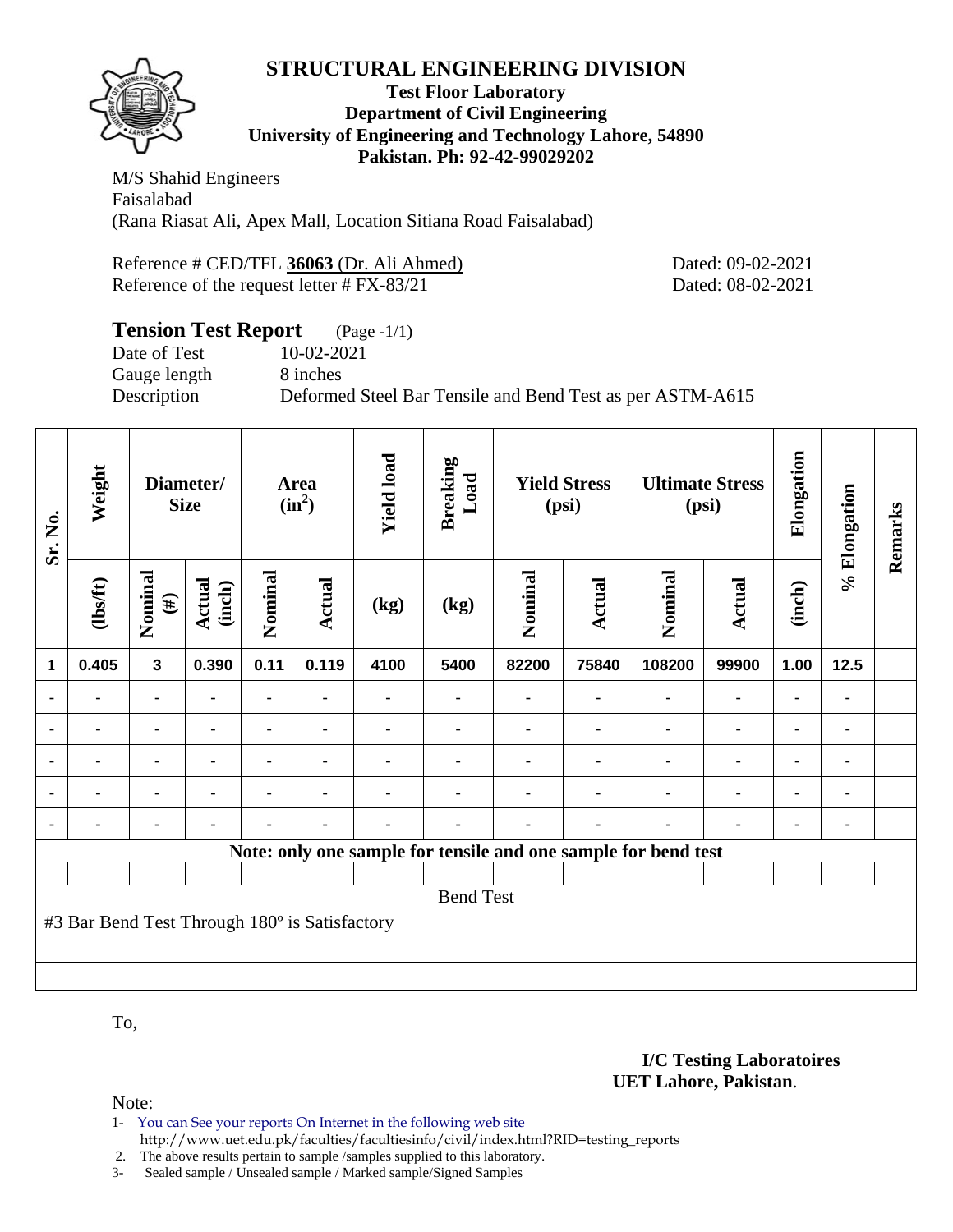# STRUCTURAL ENGINEERING DIVISION

**Test Floor Laboratory**
**Department of Civil Engineering**
**University of Engineering and Technology Lahore, 54890**
**Pakistan. Ph: 92-42-99029202**

M/S Shahid Engineers
Faisalabad
(Rana Riasat Ali, Apex Mall, Location Sitiana Road Faisalabad)

Reference # CED/TFL **36063** (Dr. Ali Ahmed) Dated: 09-02-2021
Reference of the request letter # FX-83/21 Dated: 08-02-2021

## Tension Test Report (Page -1/1)

Date of Test 10-02-2021
Gauge length 8 inches
Description Deformed Steel Bar Tensile and Bend Test as per ASTM-A615

| Sr. No. | Weight | Diameter/ Size | | Area ($in^2$) | | Yield load | Breaking Load | Yield Stress (psi) | | Ultimate Stress (psi) | | Elongation | % Elongation | Remarks |
|---|---|---|---|---|---|---|---|---|---|---|---|---|---|---|
| | (lbs/ft) | Nominal (#) | Actual (inch) | Nominal | Actual | (kg) | (kg) | Nominal | Actual | Nominal | Actual | (inch) | | |
| 1 | 0.405 | 3 | 0.390 | 0.11 | 0.119 | 4100 | 5400 | 82200 | 75840 | 108200 | 99900 | 1.00 | 12.5 | |
| - | - | - | - | - | - | - | - | - | - | - | - | - | - | |
| - | - | - | - | - | - | - | - | - | - | - | - | - | - | |
| - | - | - | - | - | - | - | - | - | - | - | - | - | - | |
| - | - | - | - | - | - | - | - | - | - | - | - | - | - | |
| - | - | - | - | - | - | - | - | - | - | - | - | - | - | |

**Note: only one sample for tensile and one sample for bend test**

Bend Test

#3 Bar Bend Test Through 180º is Satisfactory

To,

**I/C Testing Laboratoires**
**UET Lahore, Pakistan**.

Note:
1- You can See your reports On Internet in the following web site
http://www.uet.edu.pk/faculties/facultiesinfo/civil/index.html?RID=testing_reports
2. The above results pertain to sample /samples supplied to this laboratory.
3- Sealed sample / Unsealed sample / Marked sample/Signed Samples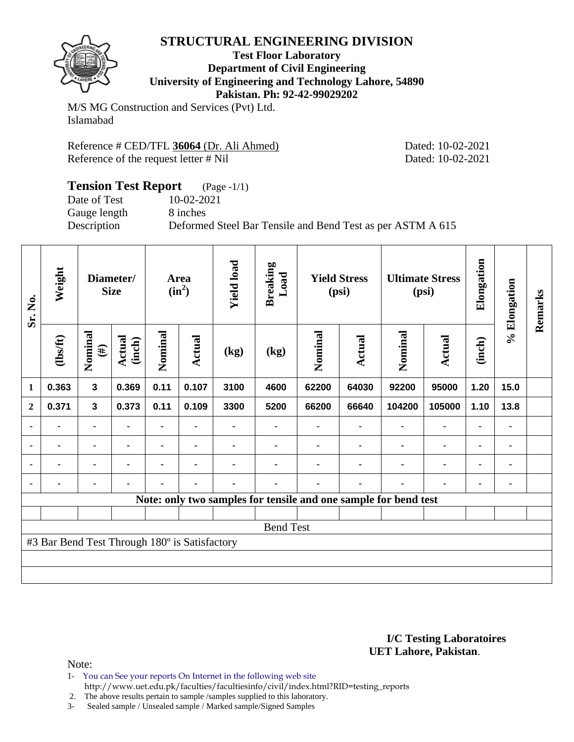# STRUCTURAL ENGINEERING DIVISION

**Test Floor Laboratory**
**Department of Civil Engineering**
**University of Engineering and Technology Lahore, 54890**
**Pakistan. Ph: 92-42-99029202**

M/S MG Construction and Services (Pvt) Ltd.
Islamabad

Reference # CED/TFL **36064** (Dr. Ali Ahmed) Dated: 10-02-2021
Reference of the request letter # Nil Dated: 10-02-2021

## Tension Test Report (Page -1/1)

Date of Test 10-02-2021
Gauge length 8 inches
Description Deformed Steel Bar Tensile and Bend Test as per ASTM A 615

| Sr. No. | Weight | Diameter/ Size | | Area ($in^2$) | | Yield load | Breaking Load | Yield Stress (psi) | | Ultimate Stress (psi) | | Elongation | % Elongation | Remarks |
|---|---|---|---|---|---|---|---|---|---|---|---|---|---|---|
| | (lbs/ft) | Nominal (#) | Actual (inch) | Nominal | Actual | (kg) | (kg) | Nominal | Actual | Nominal | Actual | (inch) | | |
| 1 | 0.363 | 3 | 0.369 | 0.11 | 0.107 | 3100 | 4600 | 62200 | 64030 | 92200 | 95000 | 1.20 | 15.0 | |
| 2 | 0.371 | 3 | 0.373 | 0.11 | 0.109 | 3300 | 5200 | 66200 | 66640 | 104200 | 105000 | 1.10 | 13.8 | |
| - | - | - | - | - | - | - | - | - | - | - | - | - | - | |
| - | - | - | - | - | - | - | - | - | - | - | - | - | - | |
| - | - | - | - | - | - | - | - | - | - | - | - | - | - | |
| - | - | - | - | - | - | - | - | - | - | - | - | - | - | |
| **Note: only two samples for tensile and one sample for bend test** | | | | | | | | | | | | | | |
| | | | | | | | | | | | | | | |
| Bend Test | | | | | | | | | | | | | | |
| #3 Bar Bend Test Through 180º is Satisfactory | | | | | | | | | | | | | | |

**I/C Testing Laboratoires**
**UET Lahore, Pakistan**.

Note:

1- You can See your reports On Internet in the following web site
http://www.uet.edu.pk/faculties/facultiesinfo/civil/index.html?RID=testing_reports
2. The above results pertain to sample /samples supplied to this laboratory.
3- Sealed sample / Unsealed sample / Marked sample/Signed Samples